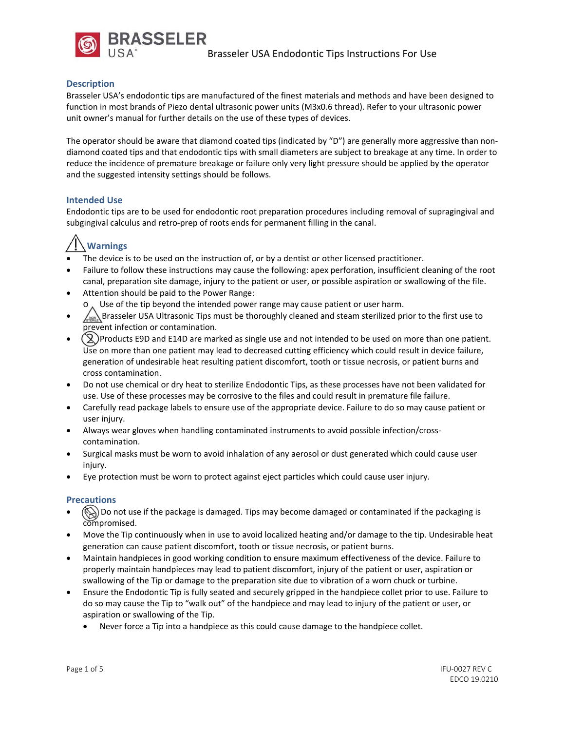# Brasseler USA Endodontic Tips Instructions For Use

## Description

Brasseler USA's endodontic tips are manufactured of the finest materials and methods and have been designed to function in most brands of Piezo dental ultrasonic power units (M3x0.6 thread). Refer to your ultrasonic power unit owner's manual for further details on the use of these types of devices.

The operator should be aware that diamond coated tips (indicated by "D") are generally more aggressive than non-diamond coated tips and that endodontic tips with small diameters are subject to breakage at any time. In order to reduce the incidence of premature breakage or failure only very light pressure should be applied by the operator and the suggested intensity settings should be follows.

## Intended Use

Endodontic tips are to be used for endodontic root preparation procedures including removal of supragingival and subgingival calculus and retro-prep of roots ends for permanent filling in the canal.

## Warnings

- The device is to be used on the instruction of, or by a dentist or other licensed practitioner.
- Failure to follow these instructions may cause the following: apex perforation, insufficient cleaning of the root canal, preparation site damage, injury to the patient or user, or possible aspiration or swallowing of the file.
- Attention should be paid to the Power Range:
  - Use of the tip beyond the intended power range may cause patient or user harm.
- Brasseler USA Ultrasonic Tips must be thoroughly cleaned and steam sterilized prior to the first use to prevent infection or contamination.
- Products E9D and E14D are marked as single use and not intended to be used on more than one patient. Use on more than one patient may lead to decreased cutting efficiency which could result in device failure, generation of undesirable heat resulting patient discomfort, tooth or tissue necrosis, or patient burns and cross contamination.
- Do not use chemical or dry heat to sterilize Endodontic Tips, as these processes have not been validated for use. Use of these processes may be corrosive to the files and could result in premature file failure.
- Carefully read package labels to ensure use of the appropriate device. Failure to do so may cause patient or user injury.
- Always wear gloves when handling contaminated instruments to avoid possible infection/cross-contamination.
- Surgical masks must be worn to avoid inhalation of any aerosol or dust generated which could cause user injury.
- Eye protection must be worn to protect against eject particles which could cause user injury.

## Precautions

- Do not use if the package is damaged. Tips may become damaged or contaminated if the packaging is compromised.
- Move the Tip continuously when in use to avoid localized heating and/or damage to the tip. Undesirable heat generation can cause patient discomfort, tooth or tissue necrosis, or patient burns.
- Maintain handpieces in good working condition to ensure maximum effectiveness of the device. Failure to properly maintain handpieces may lead to patient discomfort, injury of the patient or user, aspiration or swallowing of the Tip or damage to the preparation site due to vibration of a worn chuck or turbine.
- Ensure the Endodontic Tip is fully seated and securely gripped in the handpiece collet prior to use. Failure to do so may cause the Tip to "walk out" of the handpiece and may lead to injury of the patient or user, or aspiration or swallowing of the Tip.
  - Never force a Tip into a handpiece as this could cause damage to the handpiece collet.

IFU-0027 REV C
EDCO 19.0210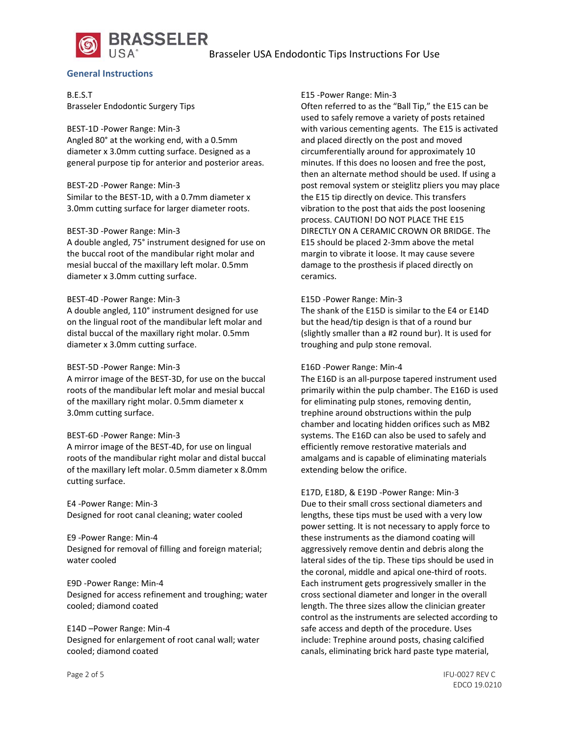## General Instructions

B.E.S.T
Brasseler Endodontic Surgery Tips

BEST-1D -Power Range: Min-3
Angled 80° at the working end, with a 0.5mm diameter x 3.0mm cutting surface. Designed as a general purpose tip for anterior and posterior areas.

BEST-2D -Power Range: Min-3
Similar to the BEST-1D, with a 0.7mm diameter x 3.0mm cutting surface for larger diameter roots.

BEST-3D -Power Range: Min-3
A double angled, 75° instrument designed for use on the buccal root of the mandibular right molar and mesial buccal of the maxillary left molar. 0.5mm diameter x 3.0mm cutting surface.

BEST-4D -Power Range: Min-3
A double angled, 110° instrument designed for use on the lingual root of the mandibular left molar and distal buccal of the maxillary right molar. 0.5mm diameter x 3.0mm cutting surface.

BEST-5D -Power Range: Min-3
A mirror image of the BEST-3D, for use on the buccal roots of the mandibular left molar and mesial buccal of the maxillary right molar. 0.5mm diameter x 3.0mm cutting surface.

BEST-6D -Power Range: Min-3
A mirror image of the BEST-4D, for use on lingual roots of the mandibular right molar and distal buccal of the maxillary left molar. 0.5mm diameter x 8.0mm cutting surface.

E4 -Power Range: Min-3
Designed for root canal cleaning; water cooled

E9 -Power Range: Min-4
Designed for removal of filling and foreign material; water cooled

E9D -Power Range: Min-4
Designed for access refinement and troughing; water cooled; diamond coated

E14D –Power Range: Min-4
Designed for enlargement of root canal wall; water cooled; diamond coated

E15 -Power Range: Min-3
Often referred to as the "Ball Tip," the E15 can be used to safely remove a variety of posts retained with various cementing agents. The E15 is activated and placed directly on the post and moved circumferentially around for approximately 10 minutes. If this does no loosen and free the post, then an alternate method should be used. If using a post removal system or steiglitz pliers you may place the E15 tip directly on device. This transfers vibration to the post that aids the post loosening process. CAUTION! DO NOT PLACE THE E15 DIRECTLY ON A CERAMIC CROWN OR BRIDGE. The E15 should be placed 2-3mm above the metal margin to vibrate it loose. It may cause severe damage to the prosthesis if placed directly on ceramics.

E15D -Power Range: Min-3
The shank of the E15D is similar to the E4 or E14D but the head/tip design is that of a round bur (slightly smaller than a #2 round bur). It is used for troughing and pulp stone removal.

E16D -Power Range: Min-4
The E16D is an all-purpose tapered instrument used primarily within the pulp chamber. The E16D is used for eliminating pulp stones, removing dentin, trephine around obstructions within the pulp chamber and locating hidden orifices such as MB2 systems. The E16D can also be used to safely and efficiently remove restorative materials and amalgams and is capable of eliminating materials extending below the orifice.

E17D, E18D, & E19D -Power Range: Min-3
Due to their small cross sectional diameters and lengths, these tips must be used with a very low power setting. It is not necessary to apply force to these instruments as the diamond coating will aggressively remove dentin and debris along the lateral sides of the tip. These tips should be used in the coronal, middle and apical one-third of roots. Each instrument gets progressively smaller in the cross sectional diameter and longer in the overall length. The three sizes allow the clinician greater control as the instruments are selected according to safe access and depth of the procedure. Uses include: Trephine around posts, chasing calcified canals, eliminating brick hard paste type material,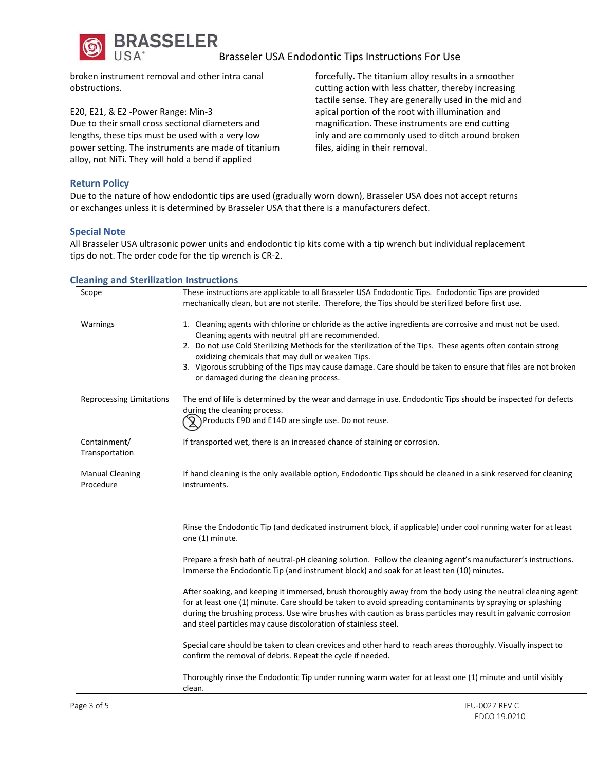broken instrument removal and other intra canal obstructions.

E20, E21, & E2 -Power Range: Min-3
Due to their small cross sectional diameters and lengths, these tips must be used with a very low power setting. The instruments are made of titanium alloy, not NiTi. They will hold a bend if applied forcefully. The titanium alloy results in a smoother cutting action with less chatter, thereby increasing tactile sense. They are generally used in the mid and apical portion of the root with illumination and magnification. These instruments are end cutting inly and are commonly used to ditch around broken files, aiding in their removal.

## Return Policy

Due to the nature of how endodontic tips are used (gradually worn down), Brasseler USA does not accept returns or exchanges unless it is determined by Brasseler USA that there is a manufacturers defect.

## Special Note

All Brasseler USA ultrasonic power units and endodontic tip kits come with a tip wrench but individual replacement tips do not. The order code for the tip wrench is CR-2.

## Cleaning and Sterilization Instructions

| | |
|---|---|
| Scope | These instructions are applicable to all Brasseler USA Endodontic Tips. Endodontic Tips are provided mechanically clean, but are not sterile. Therefore, the Tips should be sterilized before first use. |
| Warnings | 1. Cleaning agents with chlorine or chloride as the active ingredients are corrosive and must not be used. Cleaning agents with neutral pH are recommended.<br>2. Do not use Cold Sterilizing Methods for the sterilization of the Tips. These agents often contain strong oxidizing chemicals that may dull or weaken Tips.<br>3. Vigorous scrubbing of the Tips may cause damage. Care should be taken to ensure that files are not broken or damaged during the cleaning process. |
| Reprocessing Limitations | The end of life is determined by the wear and damage in use. Endodontic Tips should be inspected for defects during the cleaning process.<br>Products E9D and E14D are single use. Do not reuse. |
| Containment/ Transportation | If transported wet, there is an increased chance of staining or corrosion. |
| Manual Cleaning Procedure | If hand cleaning is the only available option, Endodontic Tips should be cleaned in a sink reserved for cleaning instruments.<br><br>Rinse the Endodontic Tip (and dedicated instrument block, if applicable) under cool running water for at least one (1) minute.<br><br>Prepare a fresh bath of neutral-pH cleaning solution. Follow the cleaning agent's manufacturer's instructions. Immerse the Endodontic Tip (and instrument block) and soak for at least ten (10) minutes.<br><br>After soaking, and keeping it immersed, brush thoroughly away from the body using the neutral cleaning agent for at least one (1) minute. Care should be taken to avoid spreading contaminants by spraying or splashing during the brushing process. Use wire brushes with caution as brass particles may result in galvanic corrosion and steel particles may cause discoloration of stainless steel.<br><br>Special care should be taken to clean crevices and other hard to reach areas thoroughly. Visually inspect to confirm the removal of debris. Repeat the cycle if needed.<br><br>Thoroughly rinse the Endodontic Tip under running warm water for at least one (1) minute and until visibly clean. |

IFU-0027 REV C
EDCO 19.0210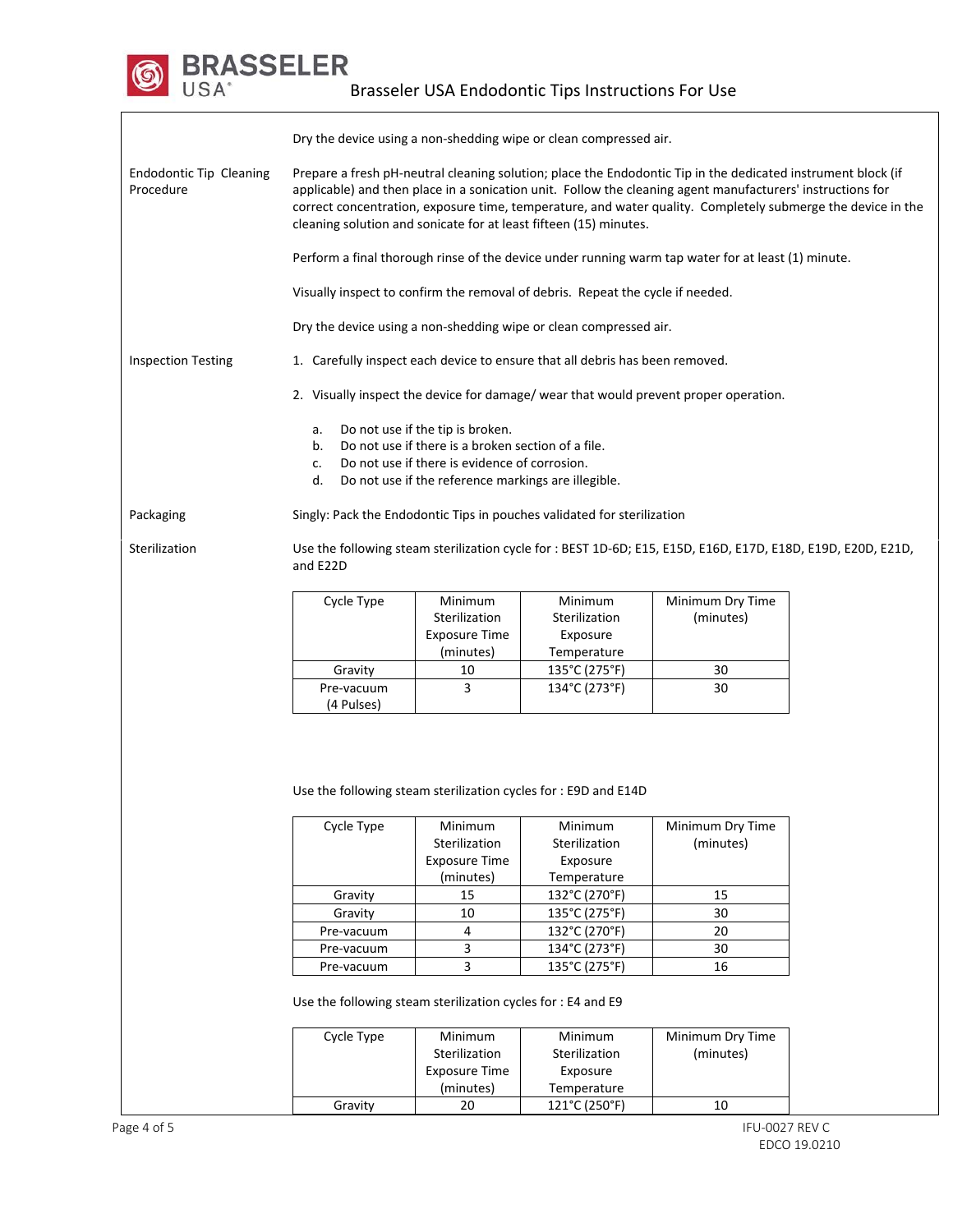Dry the device using a non-shedding wipe or clean compressed air.

**Endodontic Tip Cleaning Procedure**

Prepare a fresh pH-neutral cleaning solution; place the Endodontic Tip in the dedicated instrument block (if applicable) and then place in a sonication unit. Follow the cleaning agent manufacturers' instructions for correct concentration, exposure time, temperature, and water quality. Completely submerge the device in the cleaning solution and sonicate for at least fifteen (15) minutes.

Perform a final thorough rinse of the device under running warm tap water for at least (1) minute.

Visually inspect to confirm the removal of debris. Repeat the cycle if needed.

Dry the device using a non-shedding wipe or clean compressed air.

**Inspection Testing**

1. Carefully inspect each device to ensure that all debris has been removed.
2. Visually inspect the device for damage/ wear that would prevent proper operation.
   a. Do not use if the tip is broken.
   b. Do not use if there is a broken section of a file.
   c. Do not use if there is evidence of corrosion.
   d. Do not use if the reference markings are illegible.

**Packaging**

Singly: Pack the Endodontic Tips in pouches validated for sterilization

**Sterilization**

Use the following steam sterilization cycle for : BEST 1D-6D; E15, E15D, E16D, E17D, E18D, E19D, E20D, E21D, and E22D

| Cycle Type | Minimum Sterilization Exposure Time (minutes) | Minimum Sterilization Exposure Temperature | Minimum Dry Time (minutes) |
|---|---|---|---|
| Gravity | 10 | 135°C (275°F) | 30 |
| Pre-vacuum (4 Pulses) | 3 | 134°C (273°F) | 30 |

Use the following steam sterilization cycles for : E9D and E14D

| Cycle Type | Minimum Sterilization Exposure Time (minutes) | Minimum Sterilization Exposure Temperature | Minimum Dry Time (minutes) |
|---|---|---|---|
| Gravity | 15 | 132°C (270°F) | 15 |
| Gravity | 10 | 135°C (275°F) | 30 |
| Pre-vacuum | 4 | 132°C (270°F) | 20 |
| Pre-vacuum | 3 | 134°C (273°F) | 30 |
| Pre-vacuum | 3 | 135°C (275°F) | 16 |

Use the following steam sterilization cycles for : E4 and E9

| Cycle Type | Minimum Sterilization Exposure Time (minutes) | Minimum Sterilization Exposure Temperature | Minimum Dry Time (minutes) |
|---|---|---|---|
| Gravity | 20 | 121°C (250°F) | 10 |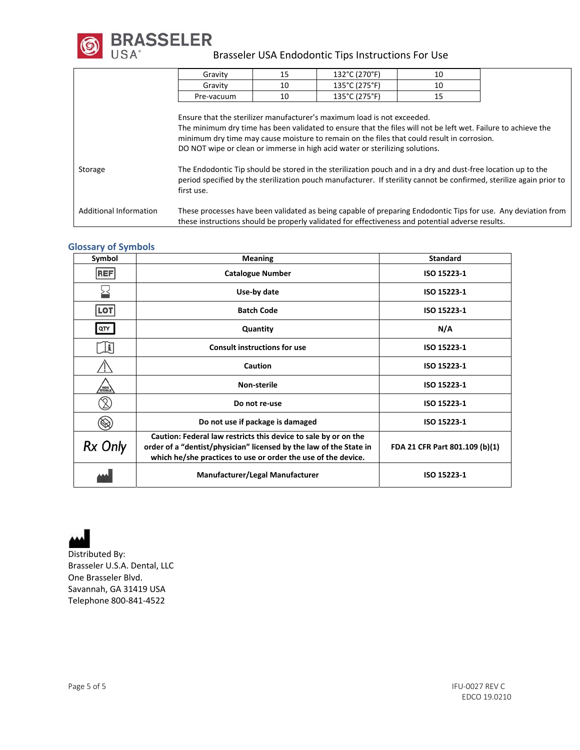| | | | |
|---|---|---|---|
| Gravity | 15 | 132°C (270°F) | 10 |
| Gravity | 10 | 135°C (275°F) | 10 |
| Pre-vacuum | 10 | 135°C (275°F) | 15 |

Ensure that the sterilizer manufacturer's maximum load is not exceeded.
The minimum dry time has been validated to ensure that the files will not be left wet. Failure to achieve the minimum dry time may cause moisture to remain on the files that could result in corrosion.
DO NOT wipe or clean or immerse in high acid water or sterilizing solutions.

| | |
|---|---|
| Storage | The Endodontic Tip should be stored in the sterilization pouch and in a dry and dust-free location up to the period specified by the sterilization pouch manufacturer. If sterility cannot be confirmed, sterilize again prior to first use. |
| Additional Information | These processes have been validated as being capable of preparing Endodontic Tips for use. Any deviation from these instructions should be properly validated for effectiveness and potential adverse results. |

## Glossary of Symbols

| Symbol | Meaning | Standard |
|---|---|---|
| REF | **Catalogue Number** | **ISO 15223-1** |
| | **Use-by date** | **ISO 15223-1** |
| LOT | **Batch Code** | **ISO 15223-1** |
| QTY | **Quantity** | **N/A** |
| | **Consult instructions for use** | **ISO 15223-1** |
| | **Caution** | **ISO 15223-1** |
| NON STERILE | **Non-sterile** | **ISO 15223-1** |
| | **Do not re-use** | **ISO 15223-1** |
| | **Do not use if package is damaged** | **ISO 15223-1** |
| *Rx Only* | **Caution: Federal law restricts this device to sale by or on the order of a "dentist/physician" licensed by the law of the State in which he/she practices to use or order the use of the device.** | **FDA 21 CFR Part 801.109 (b)(1)** |
| | **Manufacturer/Legal Manufacturer** | **ISO 15223-1** |

Distributed By:
Brasseler U.S.A. Dental, LLC
One Brasseler Blvd.
Savannah, GA 31419 USA
Telephone 800-841-4522

IFU-0027 REV C
EDCO 19.0210